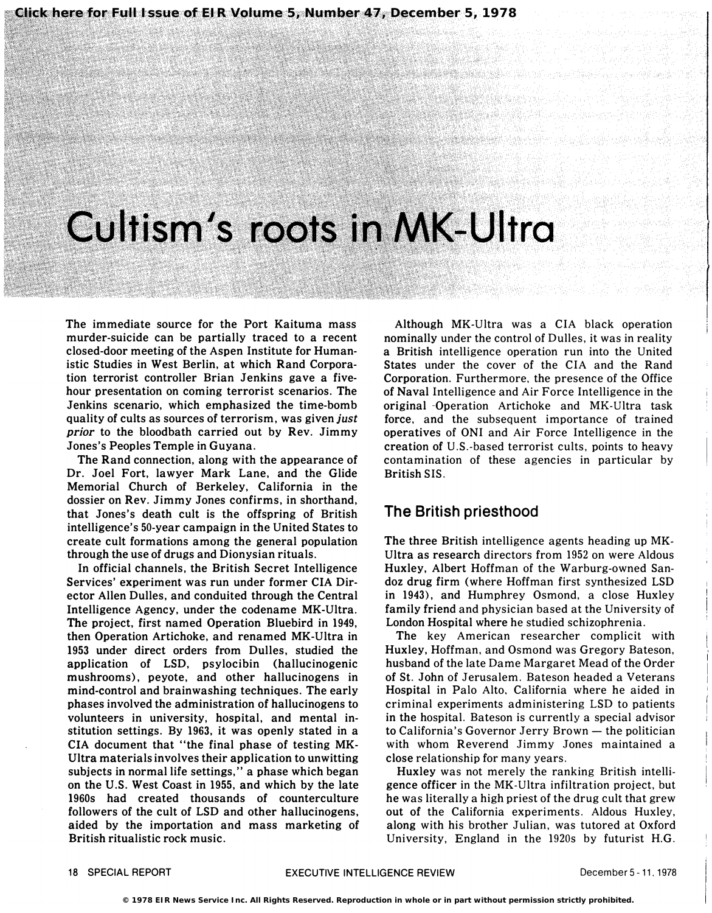# Cultism's roots in MK-Ultra

The immediate source for the Port Kaituma mass murder-suicide can be partially traced to a recent closed-door meeting of the Aspen Institute for Humanistic Studies in West Berlin, at which Rand Corporation terrorist controller Brian Jenkins gave a five-hour presentation on coming terrorist scenarios. The Jenkins scenario, which emphasized the time-bomb quality of cults as sources of terrorism, was given *just prior* to the bloodbath carried out by Rev. Jimmy Jones's Peoples Temple in Guyana.

The Rand connection, along with the appearance of Dr. Joel Fort, lawyer Mark Lane, and the Glide Memorial Church of Berkeley, California in the dossier on Rev. Jimmy Jones confirms, in shorthand, that Jones's death cult is the offspring of British intelligence's 50-year campaign in the United States to create cult formations among the general population through the use of drugs and Dionysian rituals.

In official channels, the British Secret Intelligence Services' experiment was run under former CIA Director Allen Dulles, and conduited through the Central Intelligence Agency, under the codename MK-Ultra. The project, first named Operation Bluebird in 1949, then Operation Artichoke, and renamed MK-Ultra in 1953 under direct orders from Dulles, studied the application of LSD, psylocibin (hallucinogenic mushrooms), peyote, and other hallucinogens in mind-control and brainwashing techniques. The early phases involved the administration of hallucinogens to volunteers in university, hospital, and mental institution settings. By 1963, it was openly stated in a CIA document that "the final phase of testing MK-Ultra materials involves their application to unwitting subjects in normal life settings," a phase which began on the U.S. West Coast in 1955, and which by the late 1960s had created thousands of counterculture followers of the cult of LSD and other hallucinogens, aided by the importation and mass marketing of British ritualistic rock music.

Although MK-Ultra was a CIA black operation nominally under the control of Dulles, it was in reality a British intelligence operation run into the United States under the cover of the CIA and the Rand Corporation. Furthermore, the presence of the Office of Naval Intelligence and Air Force Intelligence in the original Operation Artichoke and MK-Ultra task force, and the subsequent importance of trained operatives of ONI and Air Force Intelligence in the creation of U.S.-based terrorist cults, points to heavy contamination of these agencies in particular by British SIS.

## The British priesthood

The three British intelligence agents heading up MK-Ultra as research directors from 1952 on were Aldous Huxley, Albert Hoffman of the Warburg-owned Sandoz drug firm (where Hoffman first synthesized LSD in 1943), and Humphrey Osmond, a close Huxley family friend and physician based at the University of London Hospital where he studied schizophrenia.

The key American researcher complicit with Huxley, Hoffman, and Osmond was Gregory Bateson, husband of the late Dame Margaret Mead of the Order of St. John of Jerusalem. Bateson headed a Veterans Hospital in Palo Alto, California where he aided in criminal experiments administering LSD to patients in the hospital. Bateson is currently a special advisor to California's Governor Jerry Brown — the politician with whom Reverend Jimmy Jones maintained a close relationship for many years.

Huxley was not merely the ranking British intelligence officer in the MK-Ultra infiltration project, but he was literally a high priest of the drug cult that grew out of the California experiments. Aldous Huxley, along with his brother Julian, was tutored at Oxford University, England in the 1920s by futurist H.G.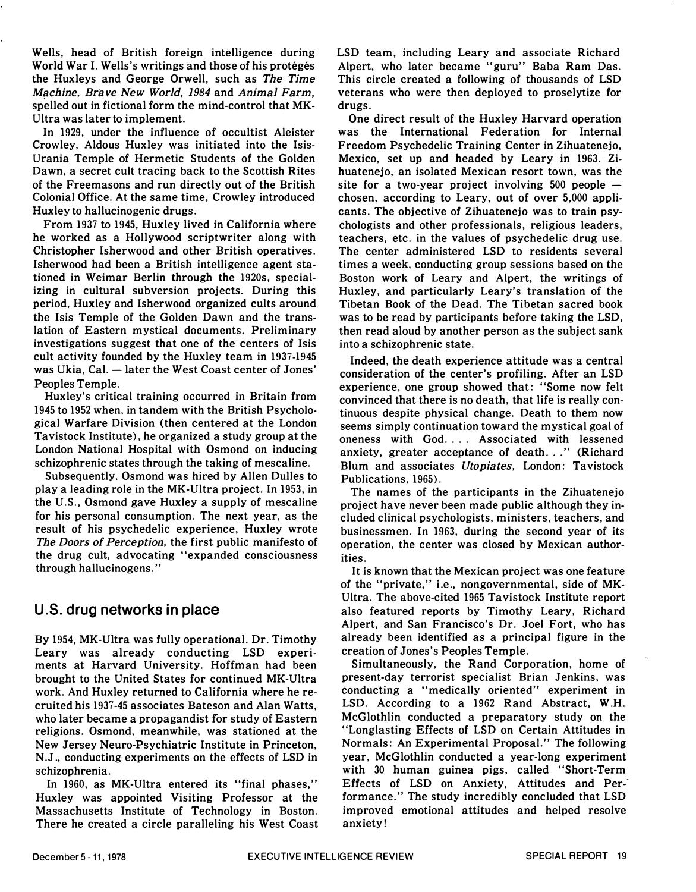Wells, head of British foreign intelligence during World War I. Wells's writings and those of his protégés the Huxleys and George Orwell, such as *The Time Machine, Brave New World, 1984* and *Animal Farm,* spelled out in fictional form the mind-control that MK-Ultra was later to implement.

In 1929, under the influence of occultist Aleister Crowley, Aldous Huxley was initiated into the Isis-Urania Temple of Hermetic Students of the Golden Dawn, a secret cult tracing back to the Scottish Rites of the Freemasons and run directly out of the British Colonial Office. At the same time, Crowley introduced Huxley to hallucinogenic drugs.

From 1937 to 1945, Huxley lived in California where he worked as a Hollywood scriptwriter along with Christopher Isherwood and other British operatives. Isherwood had been a British intelligence agent stationed in Weimar Berlin through the 1920s, specializing in cultural subversion projects. During this period, Huxley and Isherwood organized cults around the Isis Temple of the Golden Dawn and the translation of Eastern mystical documents. Preliminary investigations suggest that one of the centers of Isis cult activity founded by the Huxley team in 1937-1945 was Ukia, Cal. — later the West Coast center of Jones' Peoples Temple.

Huxley's critical training occurred in Britain from 1945 to 1952 when, in tandem with the British Psychological Warfare Division (then centered at the London Tavistock Institute), he organized a study group at the London National Hospital with Osmond on inducing schizophrenic states through the taking of mescaline.

Subsequently, Osmond was hired by Allen Dulles to play a leading role in the MK-Ultra project. In 1953, in the U.S., Osmond gave Huxley a supply of mescaline for his personal consumption. The next year, as the result of his psychedelic experience, Huxley wrote *The Doors of Perception,* the first public manifesto of the drug cult, advocating "expanded consciousness through hallucinogens."

## U.S. drug networks in place

By 1954, MK-Ultra was fully operational. Dr. Timothy Leary was already conducting LSD experiments at Harvard University. Hoffman had been brought to the United States for continued MK-Ultra work. And Huxley returned to California where he recruited his 1937-45 associates Bateson and Alan Watts, who later became a propagandist for study of Eastern religions. Osmond, meanwhile, was stationed at the New Jersey Neuro-Psychiatric Institute in Princeton, N.J., conducting experiments on the effects of LSD in schizophrenia.

In 1960, as MK-Ultra entered its "final phases," Huxley was appointed Visiting Professor at the Massachusetts Institute of Technology in Boston. There he created a circle paralleling his West Coast LSD team, including Leary and associate Richard Alpert, who later became "guru" Baba Ram Das. This circle created a following of thousands of LSD veterans who were then deployed to proselytize for drugs.

One direct result of the Huxley Harvard operation was the International Federation for Internal Freedom Psychedelic Training Center in Zihuatenejo, Mexico, set up and headed by Leary in 1963. Zihuatenejo, an isolated Mexican resort town, was the site for a two-year project involving 500 people — chosen, according to Leary, out of over 5,000 applicants. The objective of Zihuatenejo was to train psychologists and other professionals, religious leaders, teachers, etc. in the values of psychedelic drug use. The center administered LSD to residents several times a week, conducting group sessions based on the Boston work of Leary and Alpert, the writings of Huxley, and particularly Leary's translation of the Tibetan Book of the Dead. The Tibetan sacred book was to be read by participants before taking the LSD, then read aloud by another person as the subject sank into a schizophrenic state.

Indeed, the death experience attitude was a central consideration of the center's profiling. After an LSD experience, one group showed that: "Some now felt convinced that there is no death, that life is really continuous despite physical change. Death to them now seems simply continuation toward the mystical goal of oneness with God. . . . Associated with lessened anxiety, greater acceptance of death. . ." (Richard Blum and associates *Utopiates,* London: Tavistock Publications, 1965).

The names of the participants in the Zihuatenejo project have never been made public although they included clinical psychologists, ministers, teachers, and businessmen. In 1963, during the second year of its operation, the center was closed by Mexican authorities.

It is known that the Mexican project was one feature of the "private," i.e., nongovernmental, side of MK-Ultra. The above-cited 1965 Tavistock Institute report also featured reports by Timothy Leary, Richard Alpert, and San Francisco's Dr. Joel Fort, who has already been identified as a principal figure in the creation of Jones's Peoples Temple.

Simultaneously, the Rand Corporation, home of present-day terrorist specialist Brian Jenkins, was conducting a "medically oriented" experiment in LSD. According to a 1962 Rand Abstract, W.H. McGlothlin conducted a preparatory study on the "Longlasting Effects of LSD on Certain Attitudes in Normals: An Experimental Proposal." The following year, McGlothlin conducted a year-long experiment with 30 human guinea pigs, called "Short-Term Effects of LSD on Anxiety, Attitudes and Performance." The study incredibly concluded that LSD improved emotional attitudes and helped resolve anxiety!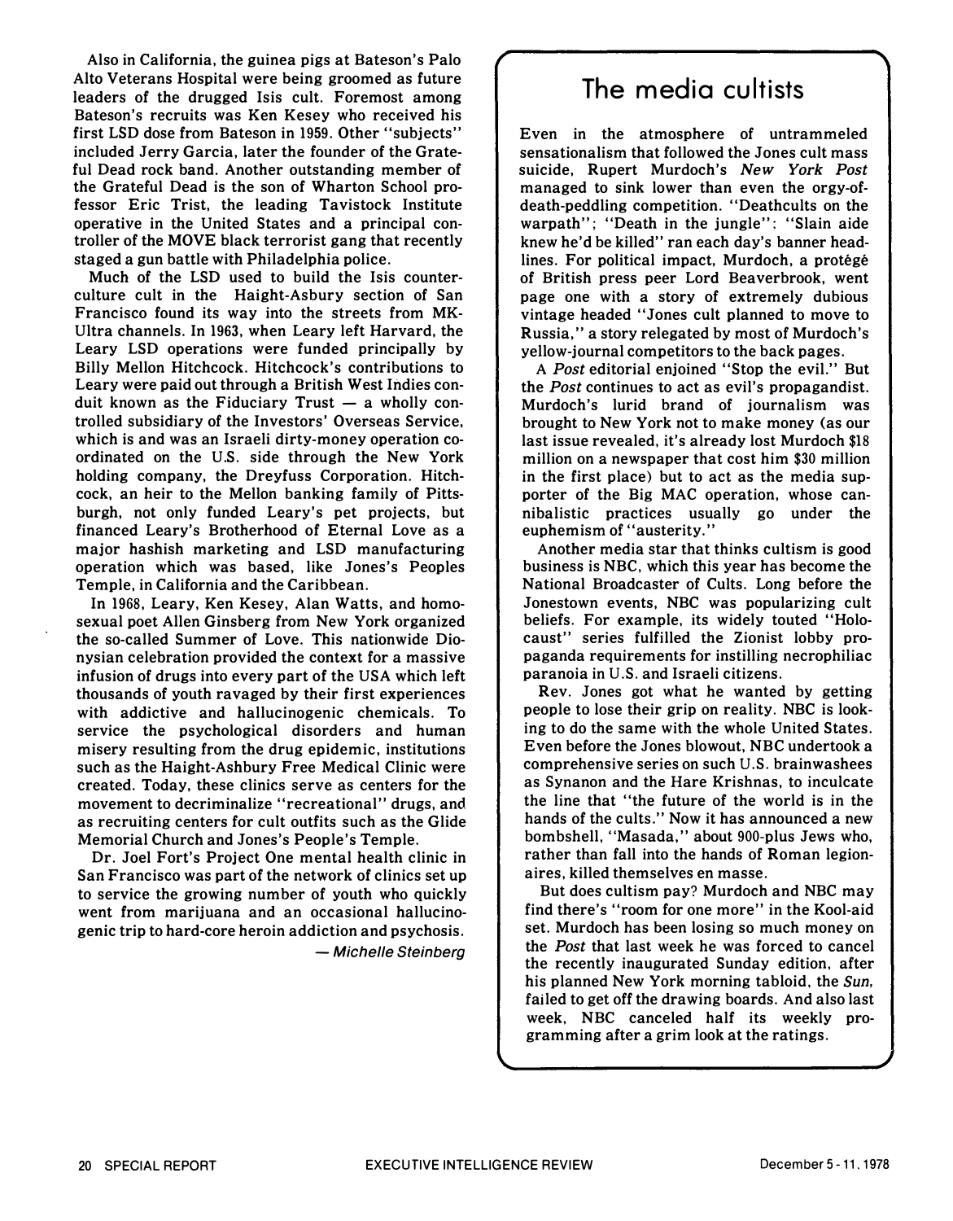Also in California, the guinea pigs at Bateson's Palo Alto Veterans Hospital were being groomed as future leaders of the drugged Isis cult. Foremost among Bateson's recruits was Ken Kesey who received his first LSD dose from Bateson in 1959. Other "subjects" included Jerry Garcia, later the founder of the Grateful Dead rock band. Another outstanding member of the Grateful Dead is the son of Wharton School professor Eric Trist, the leading Tavistock Institute operative in the United States and a principal controller of the MOVE black terrorist gang that recently staged a gun battle with Philadelphia police.

Much of the LSD used to build the Isis counterculture cult in the Haight-Asbury section of San Francisco found its way into the streets from MK-Ultra channels. In 1963, when Leary left Harvard, the Leary LSD operations were funded principally by Billy Mellon Hitchcock. Hitchcock's contributions to Leary were paid out through a British West Indies conduit known as the Fiduciary Trust — a wholly controlled subsidiary of the Investors' Overseas Service, which is and was an Israeli dirty-money operation coordinated on the U.S. side through the New York holding company, the Dreyfuss Corporation. Hitchcock, an heir to the Mellon banking family of Pittsburgh, not only funded Leary's pet projects, but financed Leary's Brotherhood of Eternal Love as a major hashish marketing and LSD manufacturing operation which was based, like Jones's Peoples Temple, in California and the Caribbean.

In 1968, Leary, Ken Kesey, Alan Watts, and homosexual poet Allen Ginsberg from New York organized the so-called Summer of Love. This nationwide Dionysian celebration provided the context for a massive infusion of drugs into every part of the USA which left thousands of youth ravaged by their first experiences with addictive and hallucinogenic chemicals. To service the psychological disorders and human misery resulting from the drug epidemic, institutions such as the Haight-Ashbury Free Medical Clinic were created. Today, these clinics serve as centers for the movement to decriminalize "recreational" drugs, and as recruiting centers for cult outfits such as the Glide Memorial Church and Jones's People's Temple.

Dr. Joel Fort's Project One mental health clinic in San Francisco was part of the network of clinics set up to service the growing number of youth who quickly went from marijuana and an occasional hallucinogenic trip to hard-core heroin addiction and psychosis.

*— Michelle Steinberg*

## The media cultists

Even in the atmosphere of untrammeled sensationalism that followed the Jones cult mass suicide, Rupert Murdoch's *New York Post* managed to sink lower than even the orgy-of-death-peddling competition. "Deathcults on the warpath"; "Death in the jungle"; "Slain aide knew he'd be killed" ran each day's banner headlines. For political impact, Murdoch, a protégé of British press peer Lord Beaverbrook, went page one with a story of extremely dubious vintage headed "Jones cult planned to move to Russia," a story relegated by most of Murdoch's yellow-journal competitors to the back pages.

A *Post* editorial enjoined "Stop the evil." But the *Post* continues to act as evil's propagandist. Murdoch's lurid brand of journalism was brought to New York not to make money (as our last issue revealed, it's already lost Murdoch $18 million on a newspaper that cost him $30 million in the first place) but to act as the media supporter of the Big MAC operation, whose cannibalistic practices usually go under the euphemism of "austerity."

Another media star that thinks cultism is good business is NBC, which this year has become the National Broadcaster of Cults. Long before the Jonestown events, NBC was popularizing cult beliefs. For example, its widely touted "Holocaust" series fulfilled the Zionist lobby propaganda requirements for instilling necrophiliac paranoia in U.S. and Israeli citizens.

Rev. Jones got what he wanted by getting people to lose their grip on reality. NBC is looking to do the same with the whole United States. Even before the Jones blowout, NBC undertook a comprehensive series on such U.S. brainwashees as Synanon and the Hare Krishnas, to inculcate the line that "the future of the world is in the hands of the cults." Now it has announced a new bombshell, "Masada," about 900-plus Jews who, rather than fall into the hands of Roman legionaires, killed themselves en masse.

But does cultism pay? Murdoch and NBC may find there's "room for one more" in the Kool-aid set. Murdoch has been losing so much money on the *Post* that last week he was forced to cancel the recently inaugurated Sunday edition, after his planned New York morning tabloid, the *Sun*, failed to get off the drawing boards. And also last week, NBC canceled half its weekly programming after a grim look at the ratings.